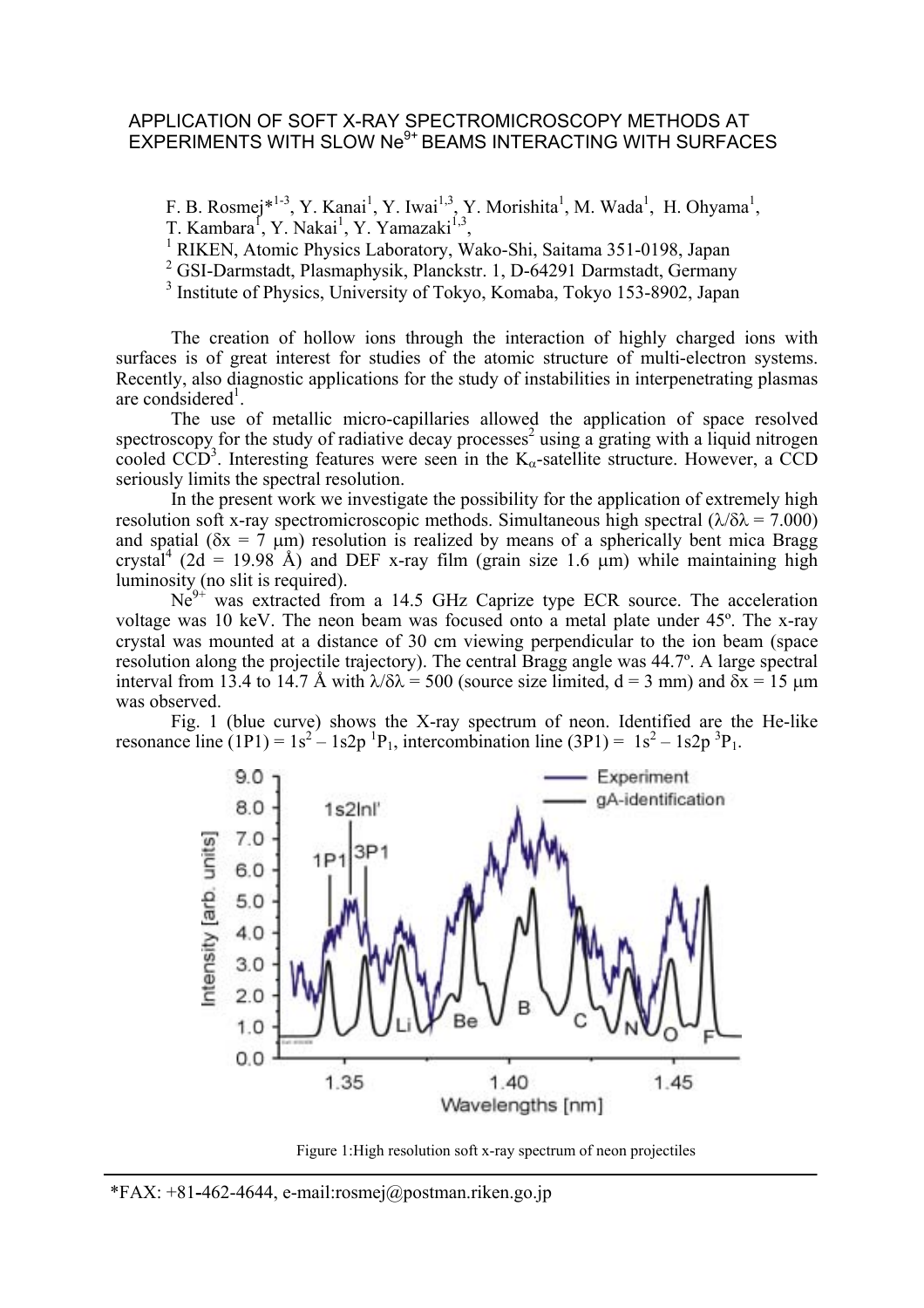# APPLICATION OF SOFT X-RAY SPECTROMICROSCOPY METHODS AT EXPERIMENTS WITH SLOW $Ne^{9+}$ BEAMS INTERACTING WITH SURFACES

F. B. Rosmej*[1-3], Y. Kanai[1], Y. Iwai[1,3], Y. Morishita[1], M. Wada[1], H. Ohyama[1], T. Kambara[1], Y. Nakai[1], Y. Yamazaki[1,3],

[1] RIKEN, Atomic Physics Laboratory, Wako-Shi, Saitama 351-0198, Japan
[2] GSI-Darmstadt, Plasmaphysik, Planckstr. 1, D-64291 Darmstadt, Germany
[3] Institute of Physics, University of Tokyo, Komaba, Tokyo 153-8902, Japan

The creation of hollow ions through the interaction of highly charged ions with surfaces is of great interest for studies of the atomic structure of multi-electron systems. Recently, also diagnostic applications for the study of instabilities in interpenetrating plasmas are condsidered[1].

The use of metallic micro-capillaries allowed the application of space resolved spectroscopy for the study of radiative decay processes[2] using a grating with a liquid nitrogen cooled CCD[3]. Interesting features were seen in the $K_\alpha$-satellite structure. However, a CCD seriously limits the spectral resolution.

In the present work we investigate the possibility for the application of extremely high resolution soft x-ray spectromicroscopic methods. Simultaneous high spectral ($\lambda/\delta\lambda = 7.000$) and spatial ($\delta x = 7$ µm) resolution is realized by means of a spherically bent mica Bragg crystal[4] (2d = 19.98 Å) and DEF x-ray film (grain size 1.6 µm) while maintaining high luminosity (no slit is required).

$Ne^{9+}$ was extracted from a 14.5 GHz Caprize type ECR source. The acceleration voltage was 10 keV. The neon beam was focused onto a metal plate under 45º. The x-ray crystal was mounted at a distance of 30 cm viewing perpendicular to the ion beam (space resolution along the projectile trajectory). The central Bragg angle was 44.7º. A large spectral interval from 13.4 to 14.7 Å with $\lambda/\delta\lambda = 500$ (source size limited, d = 3 mm) and $\delta x = 15$ µm was observed.

Fig. 1 (blue curve) shows the X-ray spectrum of neon. Identified are the He-like resonance line (1P1) = $1s^2 - 1s2p\ ^1P_1$, intercombination line (3P1) = $1s^2 - 1s2p\ ^3P_1$.

Figure 1:High resolution soft x-ray spectrum of neon projectiles

*FAX: +81-462-4644, e-mail:rosmej@postman.riken.go.jp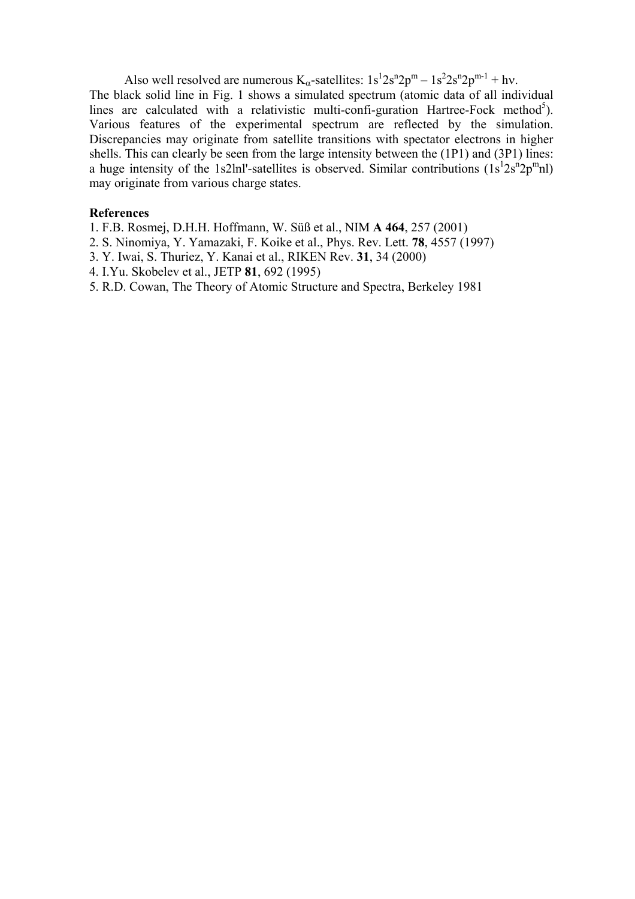Also well resolved are numerous $K_\alpha$-satellites: $1s^1 2s^n 2p^m - 1s^2 2s^n 2p^{m-1} + h\nu$. The black solid line in Fig. 1 shows a simulated spectrum (atomic data of all individual lines are calculated with a relativistic multi-confi-guration Hartree-Fock method[5]). Various features of the experimental spectrum are reflected by the simulation. Discrepancies may originate from satellite transitions with spectator electrons in higher shells. This can clearly be seen from the large intensity between the (1P1) and (3P1) lines: a huge intensity of the 1s2lnl'-satellites is observed. Similar contributions ($1s^1 2s^n 2p^m nl$) may originate from various charge states.

**References**

1. F.B. Rosmej, D.H.H. Hoffmann, W. Süß et al., NIM **A 464**, 257 (2001)
2. S. Ninomiya, Y. Yamazaki, F. Koike et al., Phys. Rev. Lett. **78**, 4557 (1997)
3. Y. Iwai, S. Thuriez, Y. Kanai et al., RIKEN Rev. **31**, 34 (2000)
4. I.Yu. Skobelev et al., JETP **81**, 692 (1995)
5. R.D. Cowan, The Theory of Atomic Structure and Spectra, Berkeley 1981